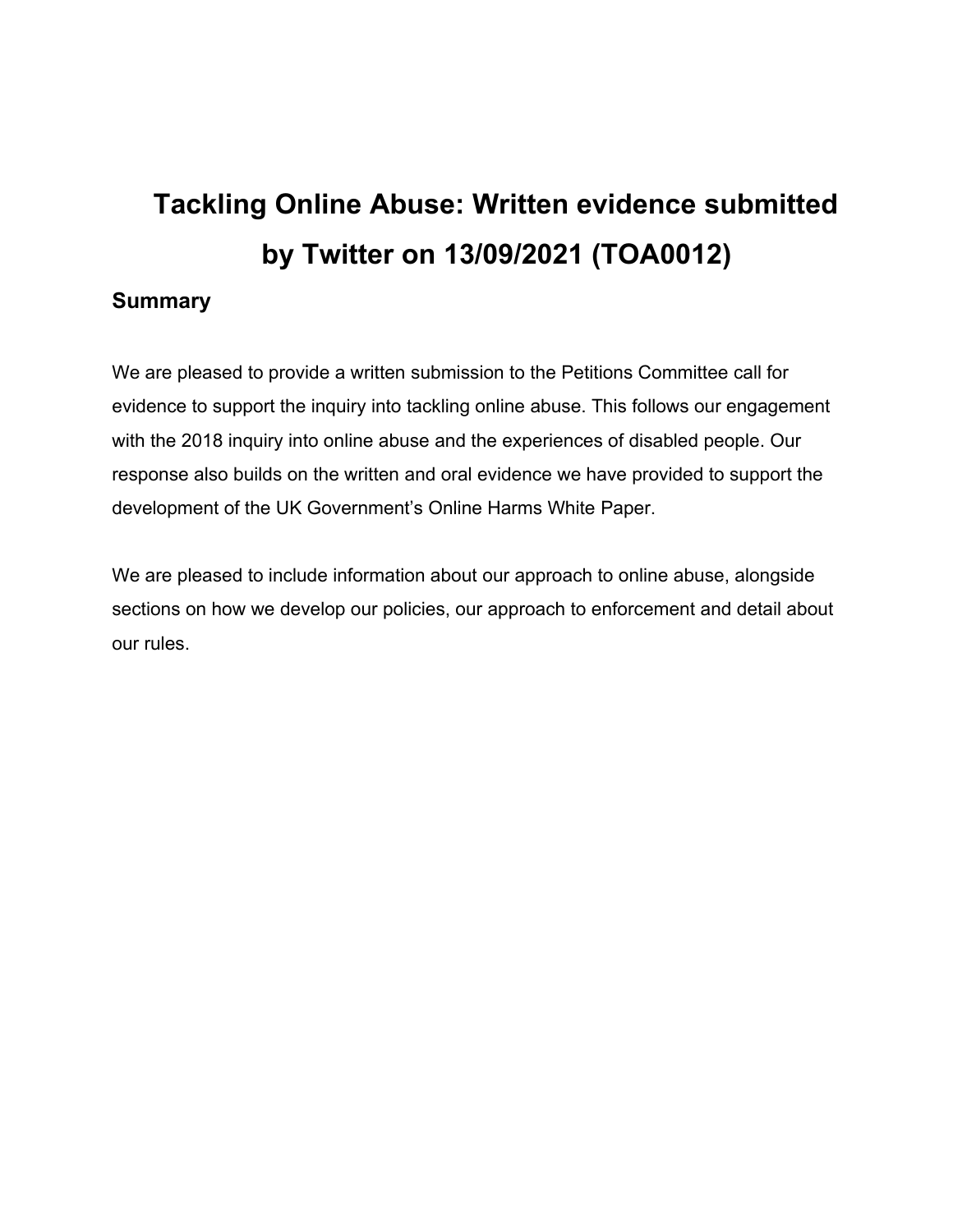# Tackling Online Abuse: Written evidence submitted by Twitter on 13/09/2021 (TOA0012)

## Summary

We are pleased to provide a written submission to the Petitions Committee call for evidence to support the inquiry into tackling online abuse. This follows our engagement with the 2018 inquiry into online abuse and the experiences of disabled people. Our response also builds on the written and oral evidence we have provided to support the development of the UK Government's Online Harms White Paper.

We are pleased to include information about our approach to online abuse, alongside sections on how we develop our policies, our approach to enforcement and detail about our rules.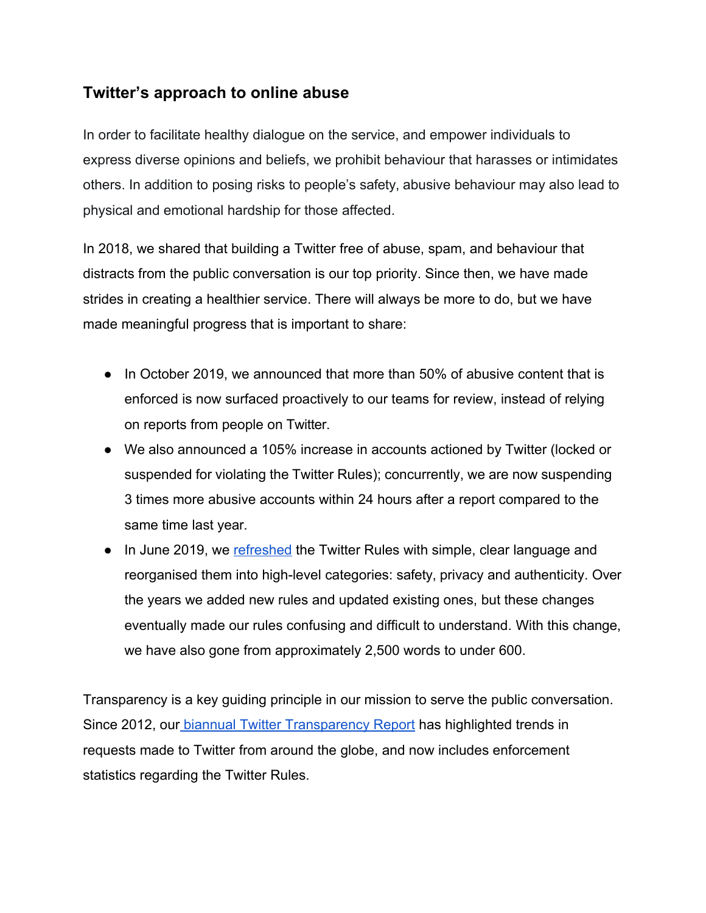## Twitter's approach to online abuse

In order to facilitate healthy dialogue on the service, and empower individuals to express diverse opinions and beliefs, we prohibit behaviour that harasses or intimidates others. In addition to posing risks to people's safety, abusive behaviour may also lead to physical and emotional hardship for those affected.

In 2018, we shared that building a Twitter free of abuse, spam, and behaviour that distracts from the public conversation is our top priority. Since then, we have made strides in creating a healthier service. There will always be more to do, but we have made meaningful progress that is important to share:

- In October 2019, we announced that more than 50% of abusive content that is enforced is now surfaced proactively to our teams for review, instead of relying on reports from people on Twitter.
- We also announced a 105% increase in accounts actioned by Twitter (locked or suspended for violating the Twitter Rules); concurrently, we are now suspending 3 times more abusive accounts within 24 hours after a report compared to the same time last year.
- In June 2019, we refreshed the Twitter Rules with simple, clear language and reorganised them into high-level categories: safety, privacy and authenticity. Over the years we added new rules and updated existing ones, but these changes eventually made our rules confusing and difficult to understand. With this change, we have also gone from approximately 2,500 words to under 600.

Transparency is a key guiding principle in our mission to serve the public conversation. Since 2012, our biannual Twitter Transparency Report has highlighted trends in requests made to Twitter from around the globe, and now includes enforcement statistics regarding the Twitter Rules.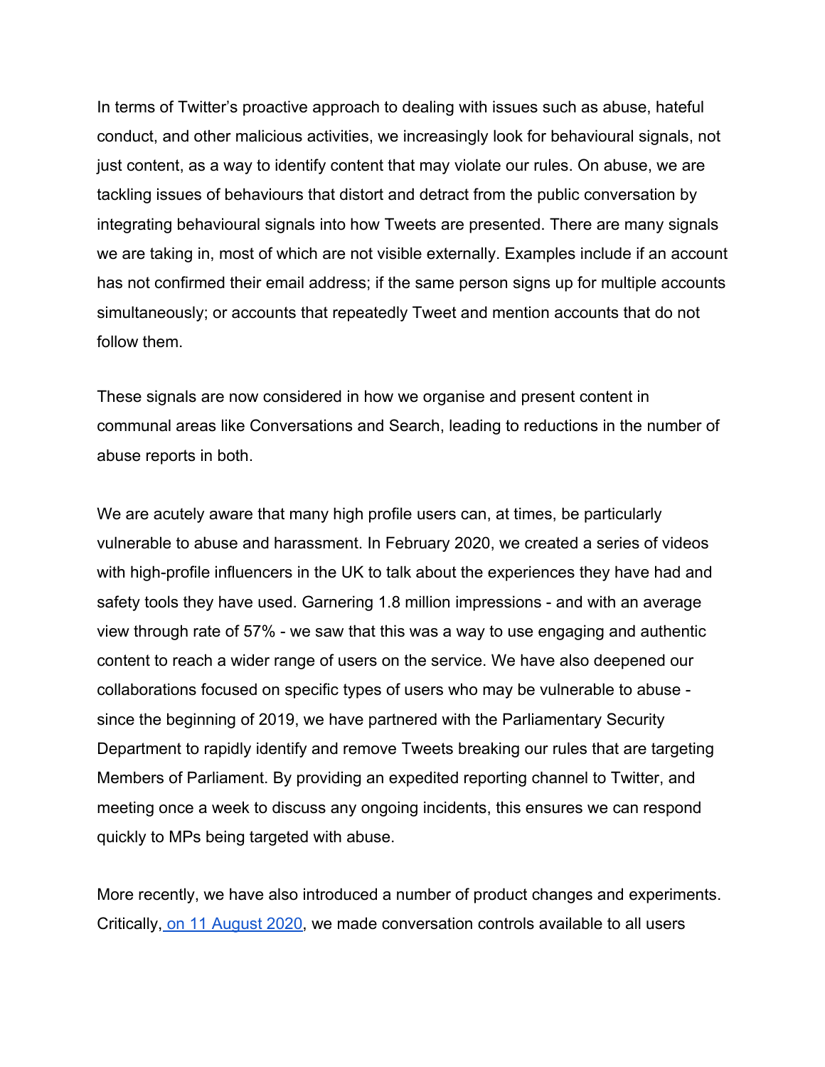In terms of Twitter's proactive approach to dealing with issues such as abuse, hateful conduct, and other malicious activities, we increasingly look for behavioural signals, not just content, as a way to identify content that may violate our rules. On abuse, we are tackling issues of behaviours that distort and detract from the public conversation by integrating behavioural signals into how Tweets are presented. There are many signals we are taking in, most of which are not visible externally. Examples include if an account has not confirmed their email address; if the same person signs up for multiple accounts simultaneously; or accounts that repeatedly Tweet and mention accounts that do not follow them.

These signals are now considered in how we organise and present content in communal areas like Conversations and Search, leading to reductions in the number of abuse reports in both.

We are acutely aware that many high profile users can, at times, be particularly vulnerable to abuse and harassment. In February 2020, we created a series of videos with high-profile influencers in the UK to talk about the experiences they have had and safety tools they have used. Garnering 1.8 million impressions - and with an average view through rate of 57% - we saw that this was a way to use engaging and authentic content to reach a wider range of users on the service. We have also deepened our collaborations focused on specific types of users who may be vulnerable to abuse - since the beginning of 2019, we have partnered with the Parliamentary Security Department to rapidly identify and remove Tweets breaking our rules that are targeting Members of Parliament. By providing an expedited reporting channel to Twitter, and meeting once a week to discuss any ongoing incidents, this ensures we can respond quickly to MPs being targeted with abuse.

More recently, we have also introduced a number of product changes and experiments. Critically, on 11 August 2020, we made conversation controls available to all users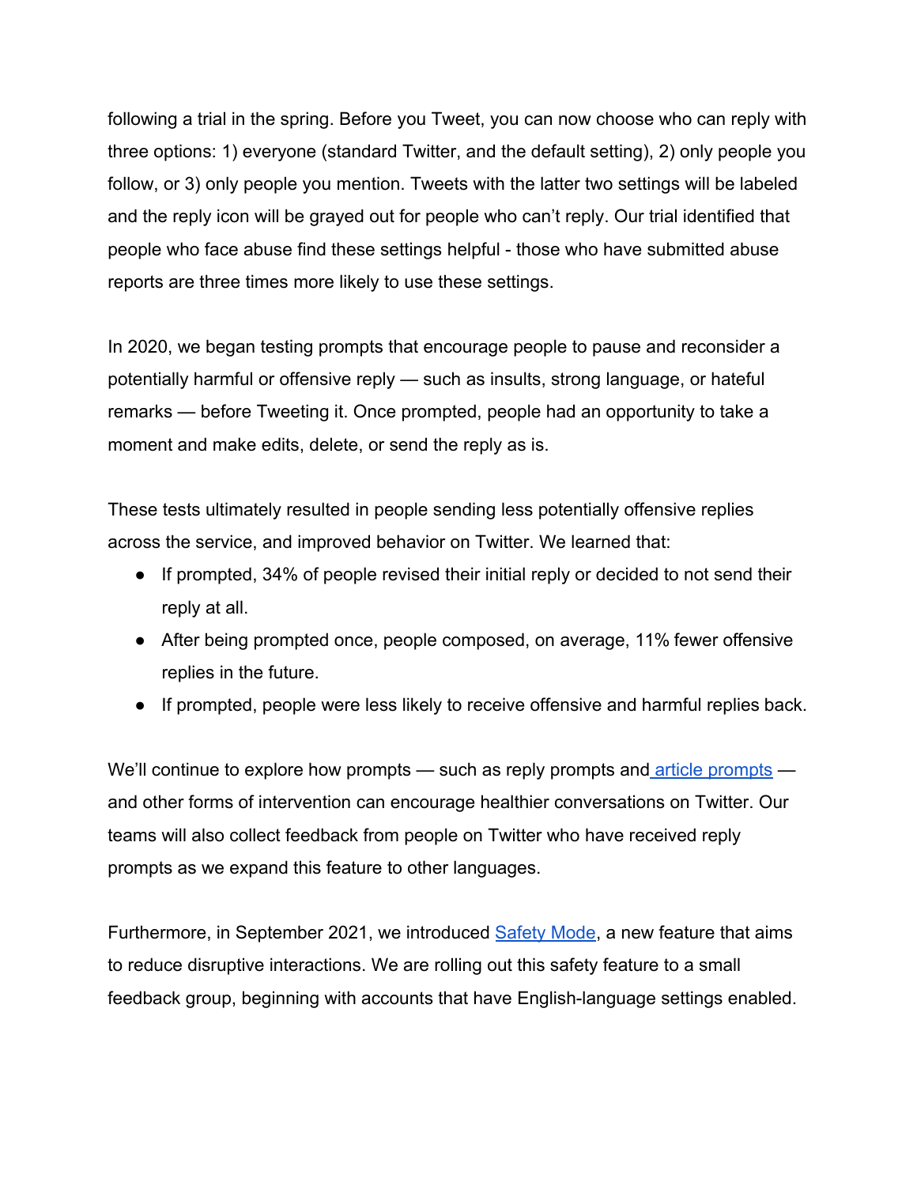following a trial in the spring. Before you Tweet, you can now choose who can reply with three options: 1) everyone (standard Twitter, and the default setting), 2) only people you follow, or 3) only people you mention. Tweets with the latter two settings will be labeled and the reply icon will be grayed out for people who can't reply. Our trial identified that people who face abuse find these settings helpful - those who have submitted abuse reports are three times more likely to use these settings.

In 2020, we began testing prompts that encourage people to pause and reconsider a potentially harmful or offensive reply — such as insults, strong language, or hateful remarks — before Tweeting it. Once prompted, people had an opportunity to take a moment and make edits, delete, or send the reply as is.

These tests ultimately resulted in people sending less potentially offensive replies across the service, and improved behavior on Twitter. We learned that:

- If prompted, 34% of people revised their initial reply or decided to not send their reply at all.
- After being prompted once, people composed, on average, 11% fewer offensive replies in the future.
- If prompted, people were less likely to receive offensive and harmful replies back.

We'll continue to explore how prompts — such as reply prompts and article prompts — and other forms of intervention can encourage healthier conversations on Twitter. Our teams will also collect feedback from people on Twitter who have received reply prompts as we expand this feature to other languages.

Furthermore, in September 2021, we introduced Safety Mode, a new feature that aims to reduce disruptive interactions. We are rolling out this safety feature to a small feedback group, beginning with accounts that have English-language settings enabled.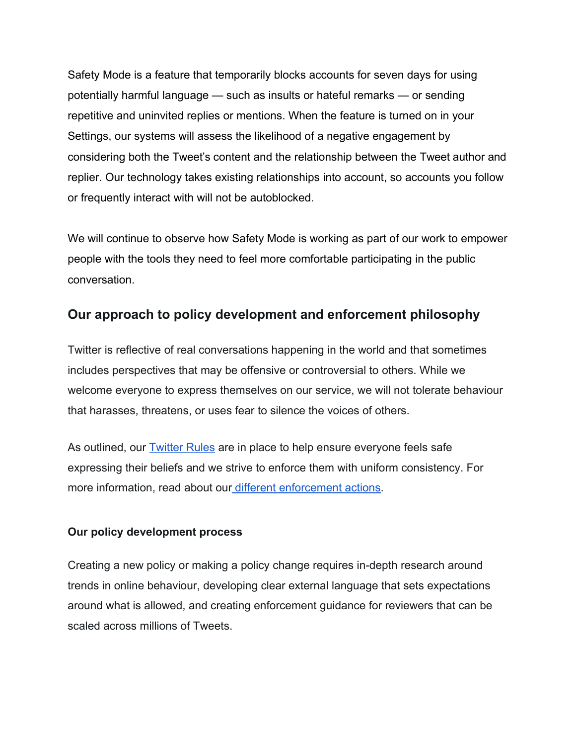Safety Mode is a feature that temporarily blocks accounts for seven days for using potentially harmful language — such as insults or hateful remarks — or sending repetitive and uninvited replies or mentions. When the feature is turned on in your Settings, our systems will assess the likelihood of a negative engagement by considering both the Tweet's content and the relationship between the Tweet author and replier. Our technology takes existing relationships into account, so accounts you follow or frequently interact with will not be autoblocked.

We will continue to observe how Safety Mode is working as part of our work to empower people with the tools they need to feel more comfortable participating in the public conversation.

## Our approach to policy development and enforcement philosophy

Twitter is reflective of real conversations happening in the world and that sometimes includes perspectives that may be offensive or controversial to others. While we welcome everyone to express themselves on our service, we will not tolerate behaviour that harasses, threatens, or uses fear to silence the voices of others.

As outlined, our [Twitter Rules]() are in place to help ensure everyone feels safe expressing their beliefs and we strive to enforce them with uniform consistency. For more information, read about our [different enforcement actions]().

**Our policy development process**

Creating a new policy or making a policy change requires in-depth research around trends in online behaviour, developing clear external language that sets expectations around what is allowed, and creating enforcement guidance for reviewers that can be scaled across millions of Tweets.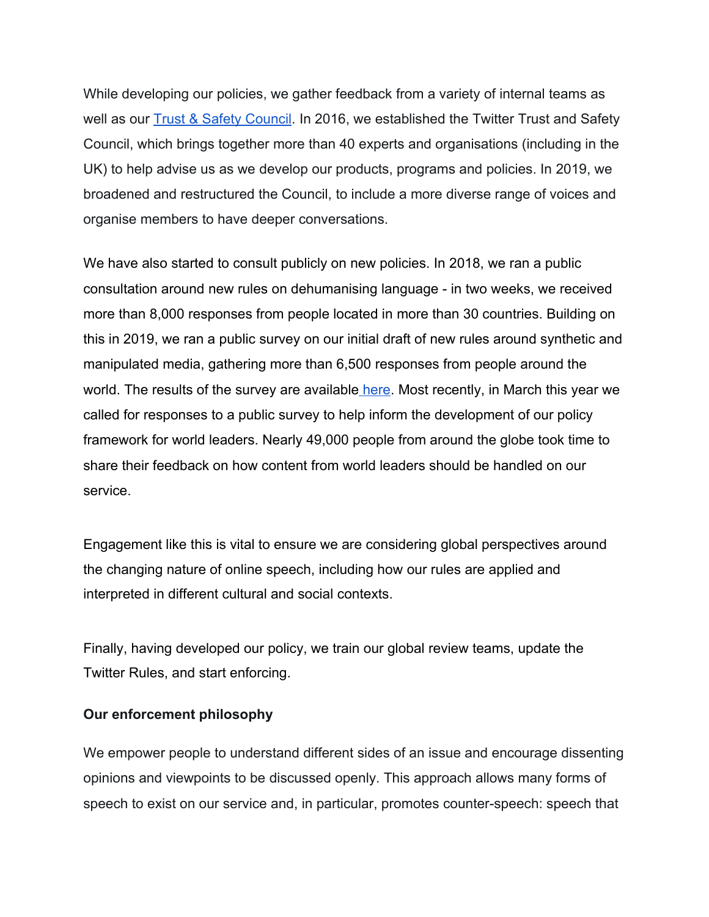While developing our policies, we gather feedback from a variety of internal teams as well as our [Trust & Safety Council](). In 2016, we established the Twitter Trust and Safety Council, which brings together more than 40 experts and organisations (including in the UK) to help advise us as we develop our products, programs and policies. In 2019, we broadened and restructured the Council, to include a more diverse range of voices and organise members to have deeper conversations.

We have also started to consult publicly on new policies. In 2018, we ran a public consultation around new rules on dehumanising language - in two weeks, we received more than 8,000 responses from people located in more than 30 countries. Building on this in 2019, we ran a public survey on our initial draft of new rules around synthetic and manipulated media, gathering more than 6,500 responses from people around the world. The results of the survey are available [here](). Most recently, in March this year we called for responses to a public survey to help inform the development of our policy framework for world leaders. Nearly 49,000 people from around the globe took time to share their feedback on how content from world leaders should be handled on our service.

Engagement like this is vital to ensure we are considering global perspectives around the changing nature of online speech, including how our rules are applied and interpreted in different cultural and social contexts.

Finally, having developed our policy, we train our global review teams, update the Twitter Rules, and start enforcing.

**Our enforcement philosophy**

We empower people to understand different sides of an issue and encourage dissenting opinions and viewpoints to be discussed openly. This approach allows many forms of speech to exist on our service and, in particular, promotes counter-speech: speech that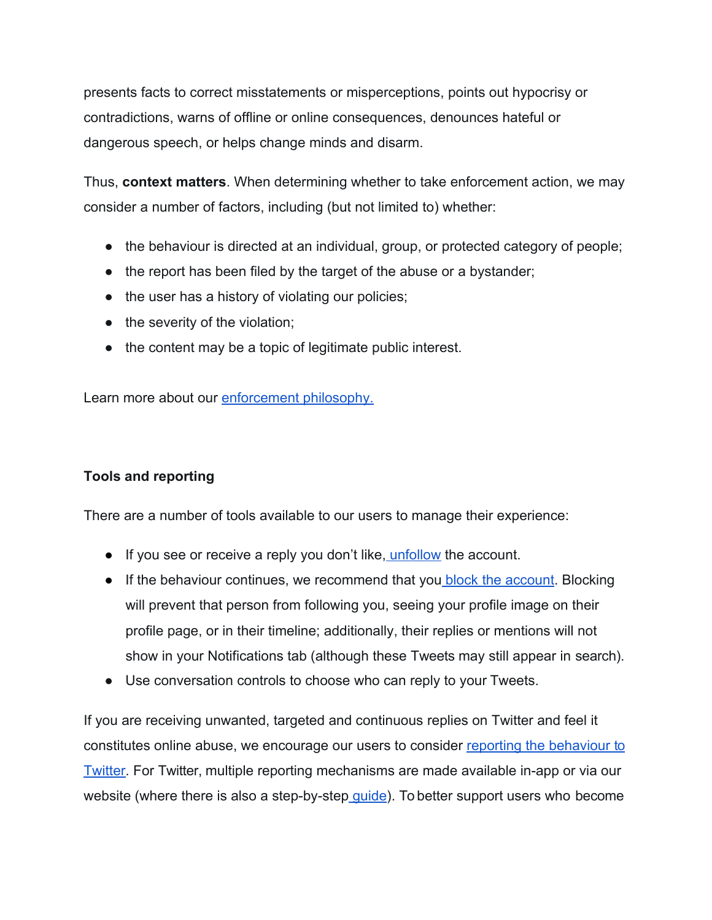presents facts to correct misstatements or misperceptions, points out hypocrisy or contradictions, warns of offline or online consequences, denounces hateful or dangerous speech, or helps change minds and disarm.

Thus, **context matters**. When determining whether to take enforcement action, we may consider a number of factors, including (but not limited to) whether:

- the behaviour is directed at an individual, group, or protected category of people;
- the report has been filed by the target of the abuse or a bystander;
- the user has a history of violating our policies;
- the severity of the violation;
- the content may be a topic of legitimate public interest.

Learn more about our enforcement philosophy.

**Tools and reporting**

There are a number of tools available to our users to manage their experience:

- If you see or receive a reply you don't like, unfollow the account.
- If the behaviour continues, we recommend that you block the account. Blocking will prevent that person from following you, seeing your profile image on their profile page, or in their timeline; additionally, their replies or mentions will not show in your Notifications tab (although these Tweets may still appear in search).
- Use conversation controls to choose who can reply to your Tweets.

If you are receiving unwanted, targeted and continuous replies on Twitter and feel it constitutes online abuse, we encourage our users to consider reporting the behaviour to Twitter. For Twitter, multiple reporting mechanisms are made available in-app or via our website (where there is also a step-by-step guide). To better support users who become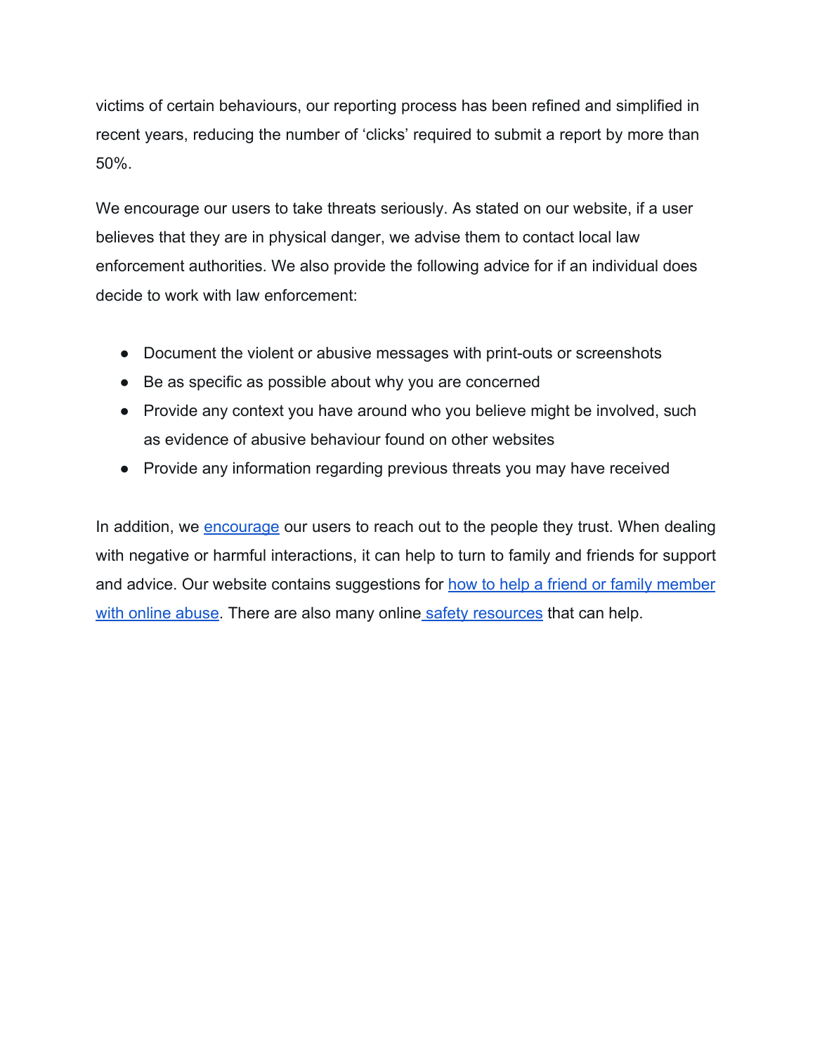victims of certain behaviours, our reporting process has been refined and simplified in recent years, reducing the number of 'clicks' required to submit a report by more than 50%.

We encourage our users to take threats seriously. As stated on our website, if a user believes that they are in physical danger, we advise them to contact local law enforcement authorities. We also provide the following advice for if an individual does decide to work with law enforcement:

- Document the violent or abusive messages with print-outs or screenshots
- Be as specific as possible about why you are concerned
- Provide any context you have around who you believe might be involved, such as evidence of abusive behaviour found on other websites
- Provide any information regarding previous threats you may have received

In addition, we encourage our users to reach out to the people they trust. When dealing with negative or harmful interactions, it can help to turn to family and friends for support and advice. Our website contains suggestions for how to help a friend or family member with online abuse. There are also many online safety resources that can help.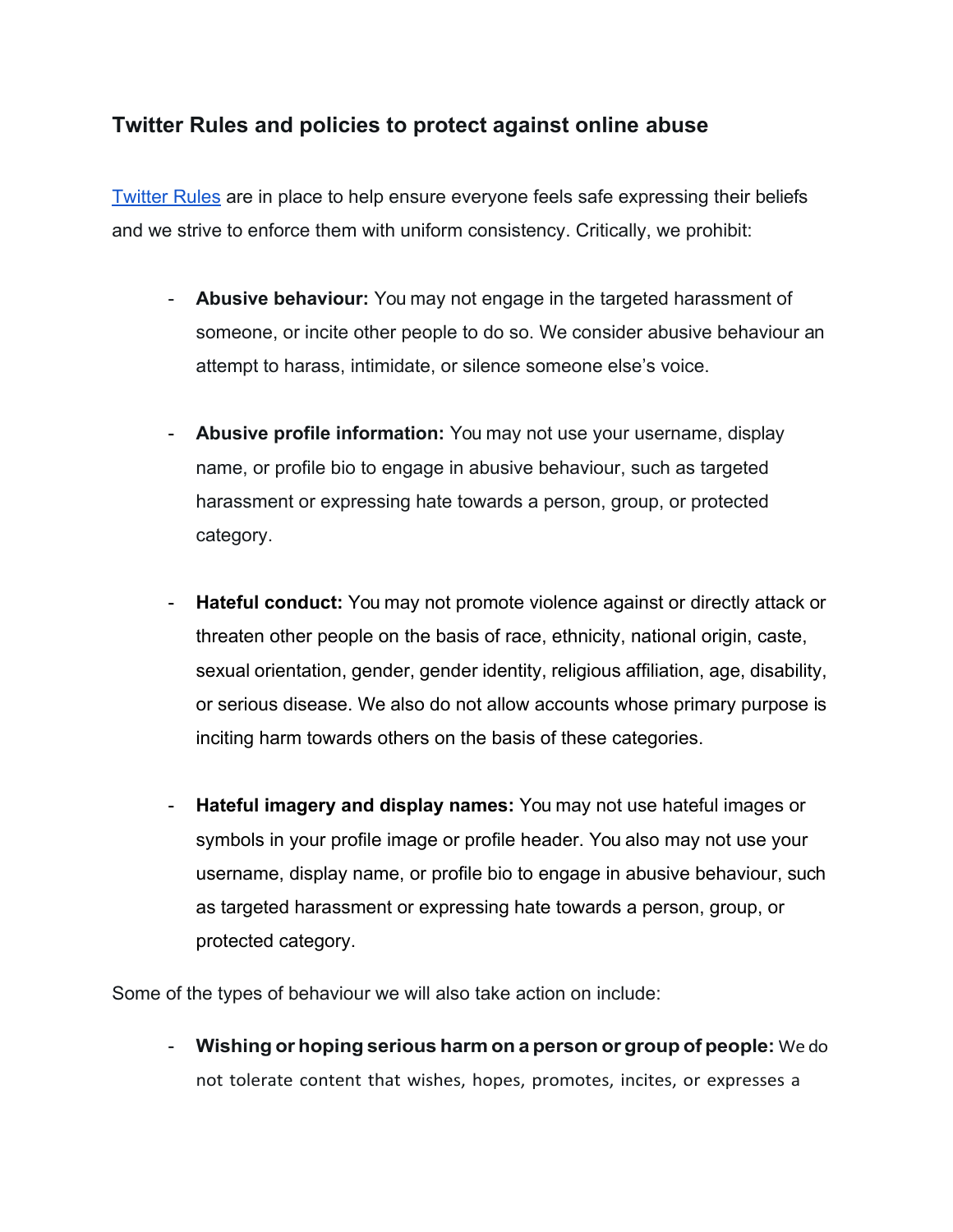### Twitter Rules and policies to protect against online abuse

[Twitter Rules](Twitter Rules) are in place to help ensure everyone feels safe expressing their beliefs and we strive to enforce them with uniform consistency. Critically, we prohibit:

- **Abusive behaviour:** You may not engage in the targeted harassment of someone, or incite other people to do so. We consider abusive behaviour an attempt to harass, intimidate, or silence someone else's voice.

- **Abusive profile information:** You may not use your username, display name, or profile bio to engage in abusive behaviour, such as targeted harassment or expressing hate towards a person, group, or protected category.

- **Hateful conduct:** You may not promote violence against or directly attack or threaten other people on the basis of race, ethnicity, national origin, caste, sexual orientation, gender, gender identity, religious affiliation, age, disability, or serious disease. We also do not allow accounts whose primary purpose is inciting harm towards others on the basis of these categories.

- **Hateful imagery and display names:** You may not use hateful images or symbols in your profile image or profile header. You also may not use your username, display name, or profile bio to engage in abusive behaviour, such as targeted harassment or expressing hate towards a person, group, or protected category.

Some of the types of behaviour we will also take action on include:

- **Wishing or hoping serious harm on a person or group of people:** We do not tolerate content that wishes, hopes, promotes, incites, or expresses a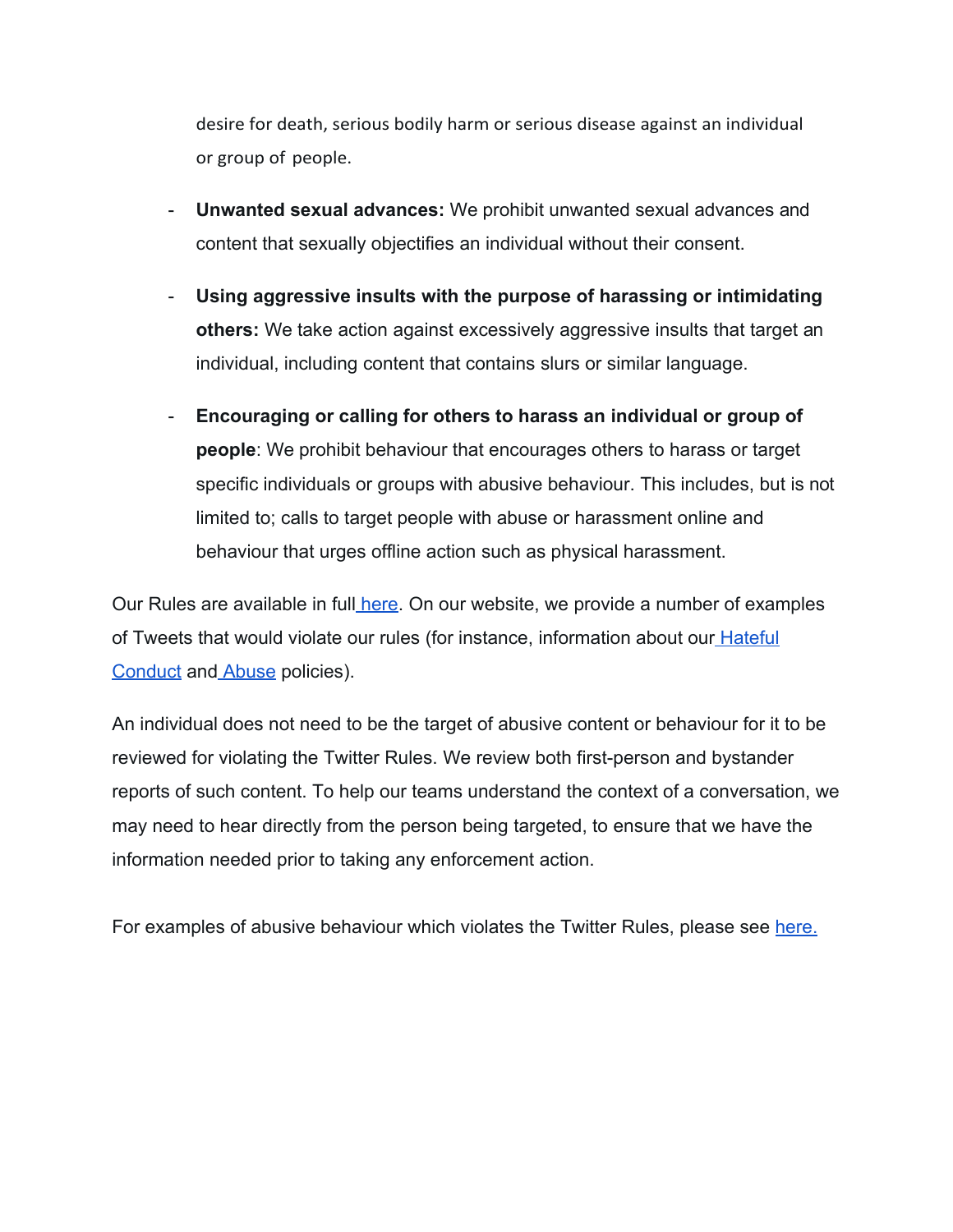desire for death, serious bodily harm or serious disease against an individual or group of people.

- **Unwanted sexual advances:** We prohibit unwanted sexual advances and content that sexually objectifies an individual without their consent.
- **Using aggressive insults with the purpose of harassing or intimidating others:** We take action against excessively aggressive insults that target an individual, including content that contains slurs or similar language.
- **Encouraging or calling for others to harass an individual or group of people**: We prohibit behaviour that encourages others to harass or target specific individuals or groups with abusive behaviour. This includes, but is not limited to; calls to target people with abuse or harassment online and behaviour that urges offline action such as physical harassment.

Our Rules are available in full here. On our website, we provide a number of examples of Tweets that would violate our rules (for instance, information about our Hateful Conduct and Abuse policies).

An individual does not need to be the target of abusive content or behaviour for it to be reviewed for violating the Twitter Rules. We review both first-person and bystander reports of such content. To help our teams understand the context of a conversation, we may need to hear directly from the person being targeted, to ensure that we have the information needed prior to taking any enforcement action.

For examples of abusive behaviour which violates the Twitter Rules, please see here.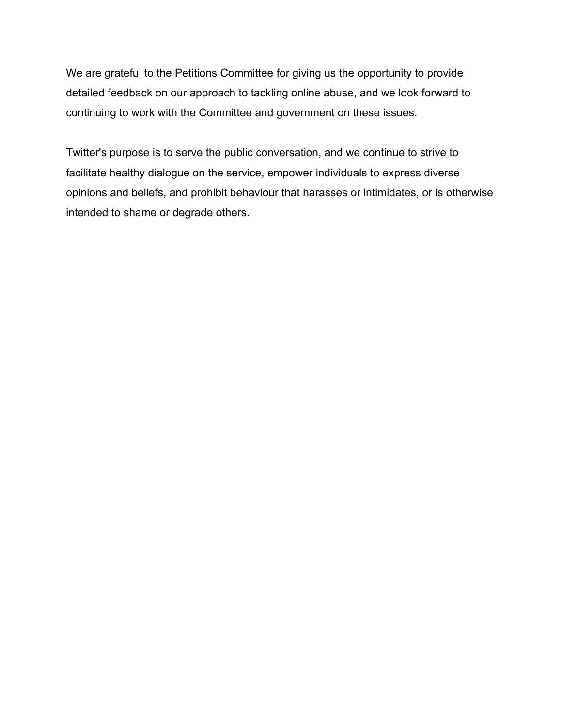We are grateful to the Petitions Committee for giving us the opportunity to provide detailed feedback on our approach to tackling online abuse, and we look forward to continuing to work with the Committee and government on these issues.

Twitter's purpose is to serve the public conversation, and we continue to strive to facilitate healthy dialogue on the service, empower individuals to express diverse opinions and beliefs, and prohibit behaviour that harasses or intimidates, or is otherwise intended to shame or degrade others.